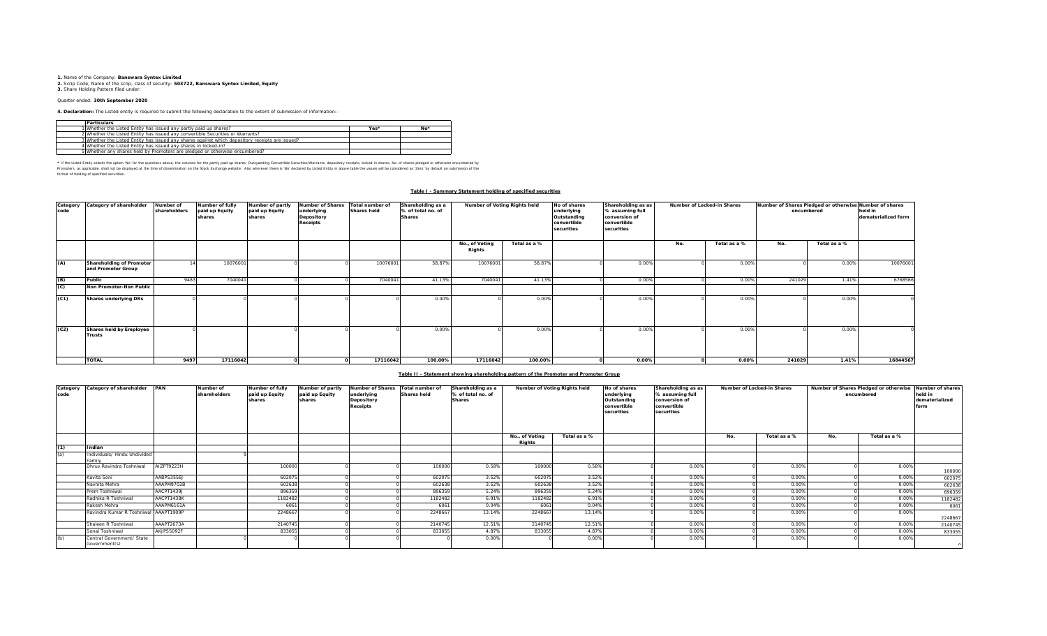**1.** Name of the Company: **Banswara Syntex Limited**
**2.** Scrip Code, Name of the scrip, class of security: **503722, Banswara Syntex Limited, Equity**
**3.** Share Holding Pattern filed under:

Quarter ended: **30th September 2020**

**4. Declaration:** The Listed entity is required to submit the following declaration to the extent of submission of information:-

| | Particulars | Yes* | No* |
|---|---|---|---|
| 1 | Whether the Listed Entity has issued any partly paid up shares? | | |
| 2 | Whether the Listed Entity has issued any convertible Securities or Warrants? | | |
| 3 | Whether the Listed Entity has issued any shares against which depository receipts are issued? | | |
| 4 | Whether the Listed Entity has issued any shares in locked-in? | | |
| 5 | Whether any shares held by Promoters are pledged or otherwise encumbered? | | |

* If the Listed Entity selects the option 'No' for the questions above, the columns for the partly paid up shares, Outstanding Convertible Securities/Warrants, depository receipts, locked-in shares, No. of shares pledged or otherwise encumbered by Promoters, as applicable, shall not be displayed at the time of dissemination on the Stock Exchange website. Also wherever there is 'No' declared by Listed Entity in above table the values will be considered as 'Zero' by default on submission of the format of holding of specified securities.

## Table I - Summary Statement holding of specified securities

| Category code | Category of shareholder | Number of shareholders | Number of fully paid up Equity shares | Number of partly paid up Equity shares | Number of Shares underlying Depository Receipts | Total number of Shares held | Shareholding as a % of total no. of Shares | Number of Voting Rights held | | No of shares underlying Outstanding convertible securities | Shareholding as as % assuming full conversion of convertible securities | Number of Locked-in Shares | | Number of Shares Pledged or otherwise encumbered | | Number of shares held in dematerialized form |
|---|---|---|---|---|---|---|---|---|---|---|---|---|---|---|---|---|
| | | | | | | | | No., of Voting Rights | Total as a % | | | No. | Total as a % | No. | Total as a % | |
| (A) | Shareholding of Promoter and Promoter Group | 14 | 10076001 | 0 | 0 | 10076001 | 58.87% | 10076001 | 58.87% | 0 | 0.00% | 0 | 0.00% | 0 | 0.00% | 10076001 |
| (B) | Public | 9483 | 7040041 | 0 | 0 | 7040041 | 41.13% | 7040041 | 41.13% | 0 | 0.00% | 0 | 0.00% | 241029 | 1.41% | 6768566 |
| (C) | Non Promoter-Non Public | | | | | | | | | | | | | | | |
| (C1) | Shares underlying DRs | 0 | 0 | 0 | 0 | 0 | 0.00% | 0 | 0.00% | 0 | 0.00% | 0 | 0.00% | 0 | 0.00% | 0 |
| (C2) | Shares held by Employee Trusts | 0 | 0 | 0 | 0 | 0 | 0.00% | 0 | 0.00% | 0 | 0.00% | 0 | 0.00% | 0 | 0.00% | 0 |
| | TOTAL | 9497 | 17116042 | 0 | 0 | 17116042 | 100.00% | 17116042 | 100.00% | 0 | 0.00% | 0 | 0.00% | 241029 | 1.41% | 16844567 |

## Table II - Statement showing shareholding pattern of the Promoter and Promoter Group

| Category code | Category of shareholder | PAN | Number of shareholders | Number of fully paid up Equity shares | Number of partly paid up Equity shares | Number of Shares underlying Depository Receipts | Total number of Shares held | Shareholding as a % of total no. of Shares | Number of Voting Rights held | | No of shares underlying Outstanding convertible securities | Shareholding as as % assuming full conversion of convertible securities | Number of Locked-in Shares | | Number of Shares Pledged or otherwise encumbered | | Number of shares held in dematerialized form |
|---|---|---|---|---|---|---|---|---|---|---|---|---|---|---|---|---|---|
| | | | | | | | | | No., of Voting Rights | Total as a % | | | No. | Total as a % | No. | Total as a % | |
| (1) | Indian | | | | | | | | | | | | | | | | |
| (a) | Individuals/ Hindu Undivided Family | | 9 | | | | | | | | | | | | | | |
| | Dhruv Ravindra Toshniwal | AIZPT9223H | | 100000 | 0 | 0 | 100000 | 0.58% | 100000 | 0.58% | 0 | 0.00% | 0 | 0.00% | 0 | 0.00% | 100000 |
| | Kavita Soni | AABPS3556J | | 602075 | 0 | 0 | 602075 | 3.52% | 602075 | 3.52% | 0 | 0.00% | 0 | 0.00% | 0 | 0.00% | 602075 |
| | Navnita Mehra | AAAPM9702B | | 602638 | 0 | 0 | 602638 | 3.52% | 602638 | 3.52% | 0 | 0.00% | 0 | 0.00% | 0 | 0.00% | 602638 |
| | Prem Toshniwal | AACPT1439J | | 896359 | 0 | 0 | 896359 | 5.24% | 896359 | 5.24% | 0 | 0.00% | 0 | 0.00% | 0 | 0.00% | 896359 |
| | Radhika R Toshniwal | AACPT1438K | | 1182482 | 0 | 0 | 1182482 | 6.91% | 1182482 | 6.91% | 0 | 0.00% | 0 | 0.00% | 0 | 0.00% | 1182482 |
| | Rakesh Mehra | AAAPM6161A | | 6061 | 0 | 0 | 6061 | 0.04% | 6061 | 0.04% | 0 | 0.00% | 0 | 0.00% | 0 | 0.00% | 6061 |
| | Ravindra Kumar R Toshniwal | AAAPT1909P | | 2248667 | 0 | 0 | 2248667 | 13.14% | 2248667 | 13.14% | 0 | 0.00% | 0 | 0.00% | 0 | 0.00% | 2248667 |
| | Shaleen R Toshniwal | AAAPT2673A | | 2140745 | 0 | 0 | 2140745 | 12.51% | 2140745 | 12.51% | 0 | 0.00% | 0 | 0.00% | 0 | 0.00% | 2140745 |
| | Sonal Toshniwal | AKJPS5092F | | 833055 | 0 | 0 | 833055 | 4.87% | 833055 | 4.87% | 0 | 0.00% | 0 | 0.00% | 0 | 0.00% | 833055 |
| (b) | Central Government/ State Government(s) | | 0 | 0 | 0 | 0 | 0 | 0.00% | 0 | 0.00% | 0 | 0.00% | 0 | 0.00% | 0 | 0.00% | 0 |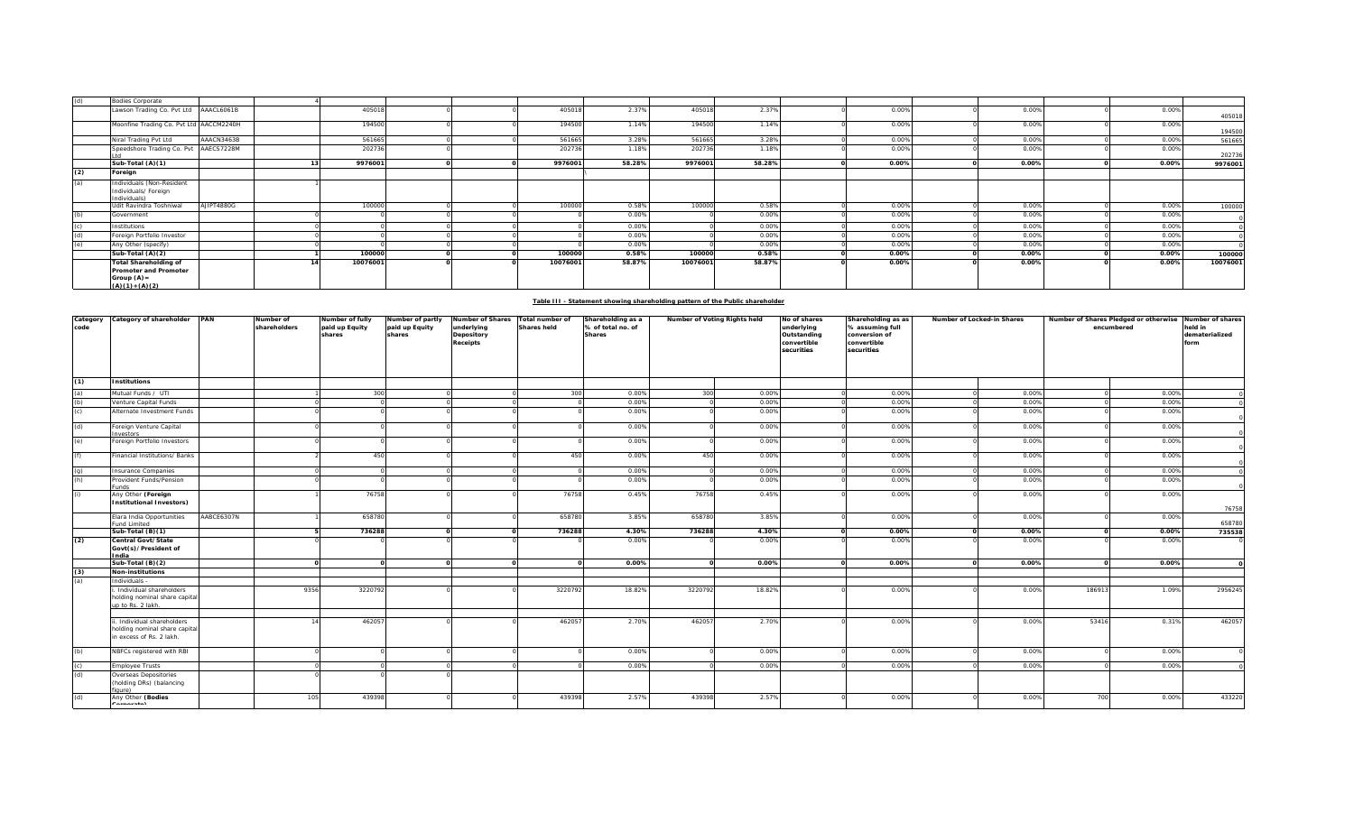| (d) | Bodies Corporate | | 4 | | | | | | | | | | | | | | | |
|---|---|---|---|---|---|---|---|---|---|---|---|---|---|---|---|---|---|---|
| | Lawson Trading Co. Pvt Ltd | AAACL6061B | | 405018 | 0 | 0 | 405018 | 2.37% | 405018 | 2.37% | 0 | 0.00% | 0 | 0.00% | 0 | 0.00% | 405018 |
| | Moonfine Trading Co. Pvt Ltd | AACCM2240H | | 194500 | 0 | 0 | 194500 | 1.14% | 194500 | 1.14% | 0 | 0.00% | 0 | 0.00% | 0 | 0.00% | 194500 |
| | Niral Trading Pvt Ltd | AAACN3463B | | 561665 | 0 | 0 | 561665 | 3.28% | 561665 | 3.28% | 0 | 0.00% | 0 | 0.00% | 0 | 0.00% | 561665 |
| | Speedshore Trading Co. Pvt Ltd | AAECS7228M | | 202736 | 0 | 0 | 202736 | 1.18% | 202736 | 1.18% | 0 | 0.00% | 0 | 0.00% | 0 | 0.00% | 202736 |
| | **Sub-Total (A)(1)** | | **13** | **9976001** | **0** | **0** | **9976001** | **58.28%** | **9976001** | **58.28%** | **0** | **0.00%** | **0** | **0.00%** | **0** | **0.00%** | **9976001** |
| **(2)** | **Foreign** | | | | | | | | | | | | | | | | |
| (a) | Individuals (Non-Resident Individuals/ Foreign Individuals) | | 1 | | | | | | | | | | | | | | |
| | Udit Ravindra Toshniwal | AJIPT4880G | | 100000 | 0 | 0 | 100000 | 0.58% | 100000 | 0.58% | 0 | 0.00% | 0 | 0.00% | 0 | 0.00% | 100000 |
| (b) | Government | | 0 | 0 | 0 | 0 | 0 | 0.00% | 0 | 0.00% | 0 | 0.00% | 0 | 0.00% | 0 | 0.00% | 0 |
| (c) | Institutions | | 0 | 0 | 0 | 0 | 0 | 0.00% | 0 | 0.00% | 0 | 0.00% | 0 | 0.00% | 0 | 0.00% | 0 |
| (d) | Foreign Portfolio Investor | | 0 | 0 | 0 | 0 | 0 | 0.00% | 0 | 0.00% | 0 | 0.00% | 0 | 0.00% | 0 | 0.00% | 0 |
| (e) | Any Other (specify) | | 0 | 0 | 0 | 0 | 0 | 0.00% | 0 | 0.00% | 0 | 0.00% | 0 | 0.00% | 0 | 0.00% | 0 |
| | **Sub-Total (A)(2)** | | **1** | **100000** | **0** | **0** | **100000** | **0.58%** | **100000** | **0.58%** | **0** | **0.00%** | **0** | **0.00%** | **0** | **0.00%** | **100000** |
| | **Total Shareholding of Promoter and Promoter Group (A)= (A)(1)+(A)(2)** | | **14** | **10076001** | **0** | **0** | **10076001** | **58.87%** | **10076001** | **58.87%** | **0** | **0.00%** | **0** | **0.00%** | **0** | **0.00%** | **10076001** |

**Table III - Statement showing shareholding pattern of the Public shareholder**

| Category code | Category of shareholder | PAN | Number of shareholders | Number of fully paid up Equity shares | Number of partly paid up Equity shares | Number of Shares underlying Depository Receipts | Total number of Shares held | Shareholding as a % of total no. of Shares | Number of Voting Rights held | | No of shares underlying Outstanding convertible securities | Shareholding as as % assuming full conversion of convertible securities | Number of Locked-in Shares | | Number of Shares Pledged or otherwise encumbered | | Number of shares held in dematerialized form |
|---|---|---|---|---|---|---|---|---|---|---|---|---|---|---|---|---|---|
| **(1)** | **Institutions** | | | | | | | | | | | | | | | | |
| (a) | Mutual Funds / UTI | | 1 | 300 | 0 | 0 | 300 | 0.00% | 300 | 0.00% | 0 | 0.00% | 0 | 0.00% | 0 | 0.00% | 0 |
| (b) | Venture Capital Funds | | 0 | 0 | 0 | 0 | 0 | 0.00% | 0 | 0.00% | 0 | 0.00% | 0 | 0.00% | 0 | 0.00% | 0 |
| (c) | Alternate Investment Funds | | 0 | 0 | 0 | 0 | 0 | 0.00% | 0 | 0.00% | 0 | 0.00% | 0 | 0.00% | 0 | 0.00% | 0 |
| (d) | Foreign Venture Capital Investors | | 0 | 0 | 0 | 0 | 0 | 0.00% | 0 | 0.00% | 0 | 0.00% | 0 | 0.00% | 0 | 0.00% | 0 |
| (e) | Foreign Portfolio Investors | | 0 | 0 | 0 | 0 | 0 | 0.00% | 0 | 0.00% | 0 | 0.00% | 0 | 0.00% | 0 | 0.00% | 0 |
| (f) | Financial Institutions/ Banks | | 2 | 450 | 0 | 0 | 450 | 0.00% | 450 | 0.00% | 0 | 0.00% | 0 | 0.00% | 0 | 0.00% | 0 |
| (g) | Insurance Companies | | 0 | 0 | 0 | 0 | 0 | 0.00% | 0 | 0.00% | 0 | 0.00% | 0 | 0.00% | 0 | 0.00% | 0 |
| (h) | Provident Funds/Pension Funds | | 0 | 0 | 0 | 0 | 0 | 0.00% | 0 | 0.00% | 0 | 0.00% | 0 | 0.00% | 0 | 0.00% | 0 |
| (i) | Any Other **(Foreign Institutional Investors)** | | 1 | 76758 | 0 | 0 | 76758 | 0.45% | 76758 | 0.45% | 0 | 0.00% | 0 | 0.00% | 0 | 0.00% | 76758 |
| | Elara India Opportunities Fund Limited | AABCE6307N | 1 | 658780 | 0 | 0 | 658780 | 3.85% | 658780 | 3.85% | 0 | 0.00% | 0 | 0.00% | 0 | 0.00% | 658780 |
| | **Sub-Total (B)(1)** | | **5** | **736288** | **0** | **0** | **736288** | **4.30%** | **736288** | **4.30%** | **0** | **0.00%** | **0** | **0.00%** | **0** | **0.00%** | **735538** |
| **(2)** | **Central Govt/ State Govt(s)/President of India** | | 0 | 0 | 0 | 0 | 0 | 0.00% | 0 | 0.00% | 0 | 0.00% | 0 | 0.00% | 0 | 0.00% | 0 |
| | **Sub-Total (B)(2)** | | **0** | **0** | **0** | **0** | **0** | **0.00%** | **0** | **0.00%** | **0** | **0.00%** | **0** | **0.00%** | **0** | **0.00%** | **0** |
| **(3)** | **Non-institutions** | | | | | | | | | | | | | | | | |
| (a) | Individuals - | | | | | | | | | | | | | | | | |
| | i. Individual shareholders holding nominal share capital up to Rs. 2 lakh. | | 9356 | 3220792 | 0 | 0 | 3220792 | 18.82% | 3220792 | 18.82% | 0 | 0.00% | 0 | 0.00% | 186913 | 1.09% | 2956245 |
| | ii. Individual shareholders holding nominal share capital in excess of Rs. 2 lakh. | | 14 | 462057 | 0 | 0 | 462057 | 2.70% | 462057 | 2.70% | 0 | 0.00% | 0 | 0.00% | 53416 | 0.31% | 462057 |
| (b) | NBFCs registered with RBI | | 0 | 0 | 0 | 0 | 0 | 0.00% | 0 | 0.00% | 0 | 0.00% | 0 | 0.00% | 0 | 0.00% | 0 |
| (c) | Employee Trusts | | 0 | 0 | 0 | 0 | 0 | 0.00% | 0 | 0.00% | 0 | 0.00% | 0 | 0.00% | 0 | 0.00% | 0 |
| (d) | Overseas Depositories (holding DRs) (balancing figure) | | 0 | 0 | 0 | 0 | | | | | | | | | | | |
| (d) | Any Other **(Bodies Corporate)** | | 105 | 439398 | 0 | 0 | 439398 | 2.57% | 439398 | 2.57% | 0 | 0.00% | 0 | 0.00% | 700 | 0.00% | 433220 |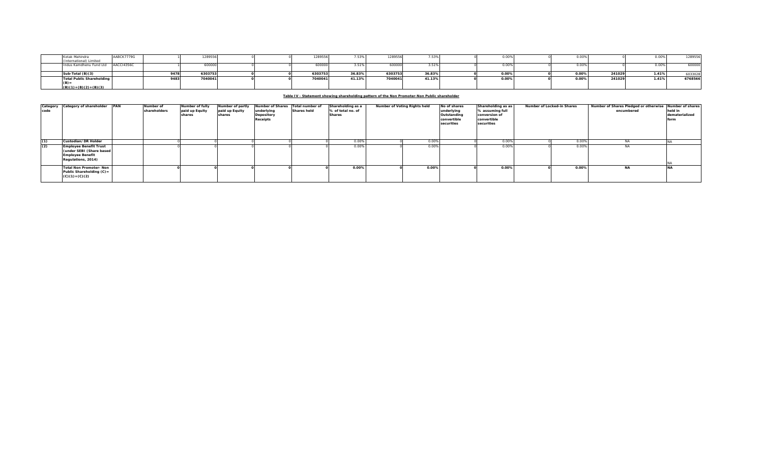| | | | | | | | | | | | | | | | | | |
|---|---|---|---|---|---|---|---|---|---|---|---|---|---|---|---|---|---|
| | Kotak Mahindra (International) Limited | AABCK7779G | 1 | 1289556 | 0 | 0 | 1289556 | 7.53% | 1289556 | 7.53% | 0 | 0.00% | 0 | 0.00% | 0 | 0.00% | 1289556 |
| | Indus Kamdhenu Fund Ltd | AACCI4356C | 1 | 600000 | 0 | 0 | 600000 | 3.51% | 600000 | 3.51% | 0 | 0.00% | 0 | 0.00% | 0 | 0.00% | 600000 |
| | **Sub-Total (B)(3)** | | **9478** | **6303753** | **0** | **0** | **6303753** | **36.83%** | **6303753** | **36.83%** | **0** | **0.00%** | **0** | **0.00%** | **241029** | **1.41%** | **6033028** |
| | **Total Public Shareholding (B)= (B)(1)+(B)(2)+(B)(3)** | | **9483** | **7040041** | **0** | **0** | **7040041** | **41.13%** | **7040041** | **41.13%** | **0** | **0.00%** | **0** | **0.00%** | **241029** | **1.41%** | **6768566** |

**Table IV - Statement showing shareholding pattern of the Non Promoter-Non Public shareholder**

| Category code | Category of shareholder | PAN | Number of shareholders | Number of fully paid up Equity shares | Number of partly paid up Equity shares | Number of Shares underlying Depository Receipts | Total number of Shares held | Shareholding as a % of total no. of Shares | Number of Voting Rights held | | No of shares underlying Outstanding convertible securities | Shareholding as as % assuming full conversion of convertible securities | Number of Locked-in Shares | | Number of Shares Pledged or otherwise encumbered | Number of shares held in dematerialized form |
|---|---|---|---|---|---|---|---|---|---|---|---|---|---|---|---|---|
| (1) | **Custodian/ DR Holder** | | 0 | 0 | 0 | 0 | 0 | 0.00% | 0 | 0.00% | 0 | 0.00% | 0 | 0.00% | NA | NA |
| (2) | **Employee Benefit Trust (under SEBI (Share based Employee Benefit Regulations, 2014)** | | 0 | 0 | 0 | 0 | 0 | 0.00% | 0 | 0.00% | 0 | 0.00% | 0 | 0.00% | NA | NA |
| | **Total Non Promoter- Non Public Shareholding (C)= (C)(1)+(C)(2)** | | **0** | **0** | **0** | **0** | **0** | **0.00%** | **0** | **0.00%** | **0** | **0.00%** | **0** | **0.00%** | **NA** | **NA** |